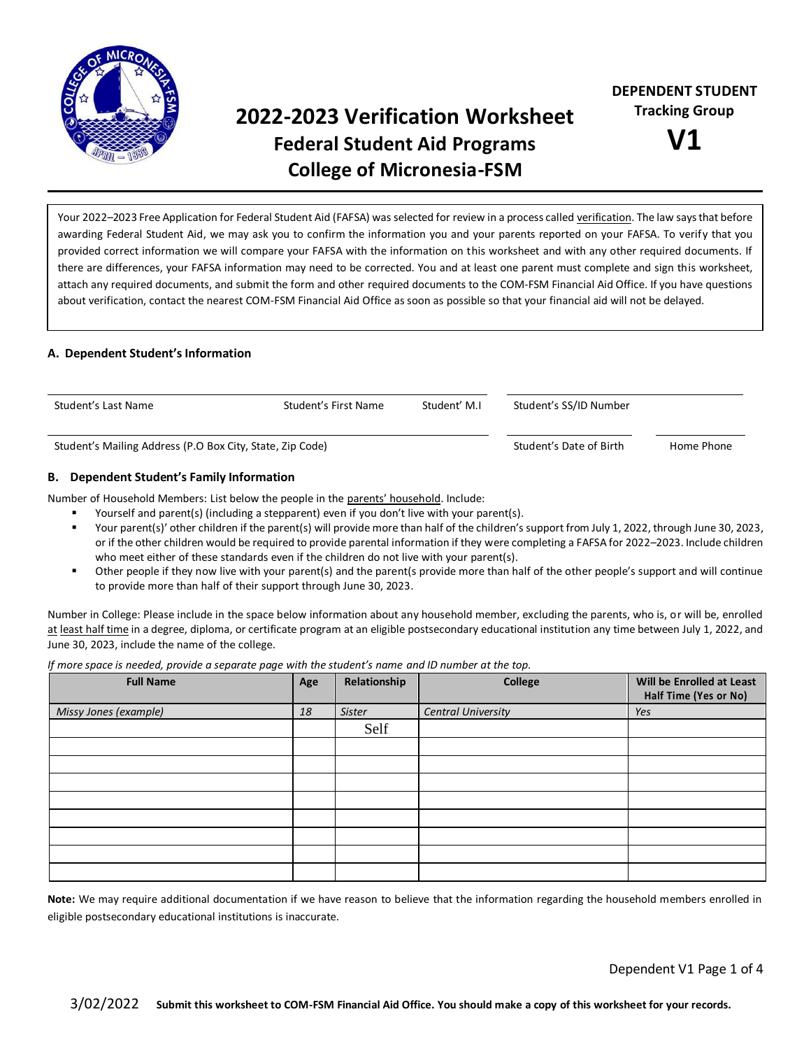# 2022-2023 Verification Worksheet

## Federal Student Aid Programs

## College of Micronesia-FSM

**DEPENDENT STUDENT**
**Tracking Group**
**V1**

Your 2022–2023 Free Application for Federal Student Aid (FAFSA) was selected for review in a process called verification. The law says that before awarding Federal Student Aid, we may ask you to confirm the information you and your parents reported on your FAFSA. To verify that you provided correct information we will compare your FAFSA with the information on this worksheet and with any other required documents. If there are differences, your FAFSA information may need to be corrected. You and at least one parent must complete and sign this worksheet, attach any required documents, and submit the form and other required documents to the COM-FSM Financial Aid Office. If you have questions about verification, contact the nearest COM-FSM Financial Aid Office as soon as possible so that your financial aid will not be delayed.

### A. Dependent Student's Information

Student's Last Name ______ Student's First Name ______ Student' M.I ______ Student's SS/ID Number ______

Student's Mailing Address (P.O Box City, State, Zip Code) ______ Student's Date of Birth ______ Home Phone ______

### B. Dependent Student's Family Information

Number of Household Members: List below the people in the parents' household. Include:

- Yourself and parent(s) (including a stepparent) even if you don't live with your parent(s).
- Your parent(s)' other children if the parent(s) will provide more than half of the children's support from July 1, 2022, through June 30, 2023, or if the other children would be required to provide parental information if they were completing a FAFSA for 2022–2023. Include children who meet either of these standards even if the children do not live with your parent(s).
- Other people if they now live with your parent(s) and the parent(s provide more than half of the other people's support and will continue to provide more than half of their support through June 30, 2023.

Number in College: Please include in the space below information about any household member, excluding the parents, who is, or will be, enrolled at least half time in a degree, diploma, or certificate program at an eligible postsecondary educational institution any time between July 1, 2022, and June 30, 2023, include the name of the college.

*If more space is needed, provide a separate page with the student's name and ID number at the top.*

| Full Name | Age | Relationship | College | Will be Enrolled at Least Half Time (Yes or No) |
|---|---|---|---|---|
| *Missy Jones (example)* | *18* | *Sister* | *Central University* | *Yes* |
| | | Self | | |
| | | | | |
| | | | | |
| | | | | |
| | | | | |
| | | | | |
| | | | | |
| | | | | |
| | | | | |

**Note:** We may require additional documentation if we have reason to believe that the information regarding the household members enrolled in eligible postsecondary educational institutions is inaccurate.

3/02/2022 **Submit this worksheet to COM-FSM Financial Aid Office. You should make a copy of this worksheet for your records.**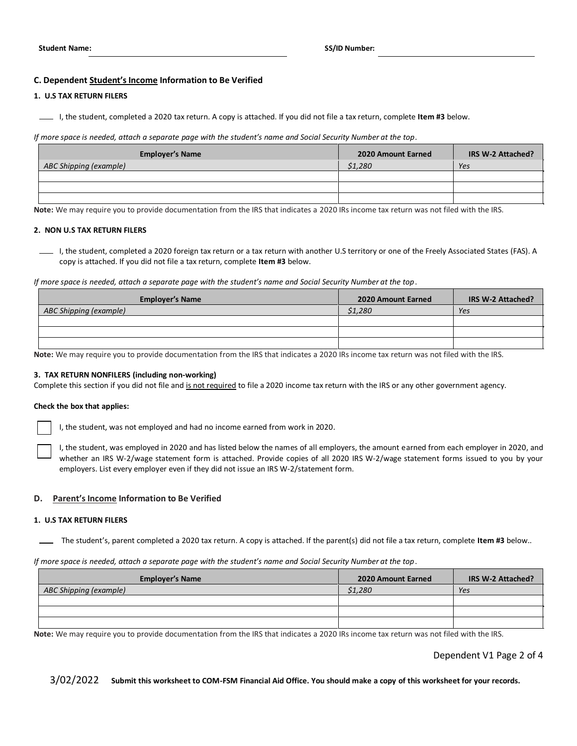**Student Name:** ______________________ **SS/ID Number:** ______________________

### C. Dependent Student's Income Information to Be Verified

#### 1. U.S TAX RETURN FILERS

____ I, the student, completed a 2020 tax return. A copy is attached. If you did not file a tax return, complete **Item #3** below.

*If more space is needed, attach a separate page with the student's name and Social Security Number at the top.*

| Employer's Name | 2020 Amount Earned | IRS W-2 Attached? |
|---|---|---|
| *ABC Shipping (example)* | *$1,280* | *Yes* |
| | | |
| | | |
| | | |

**Note:** We may require you to provide documentation from the IRS that indicates a 2020 IRs income tax return was not filed with the IRS.

#### 2. NON U.S TAX RETURN FILERS

____ I, the student, completed a 2020 foreign tax return or a tax return with another U.S territory or one of the Freely Associated States (FAS). A copy is attached. If you did not file a tax return, complete **Item #3** below.

*If more space is needed, attach a separate page with the student's name and Social Security Number at the top.*

| Employer's Name | 2020 Amount Earned | IRS W-2 Attached? |
|---|---|---|
| *ABC Shipping (example)* | *$1,280* | *Yes* |
| | | |
| | | |
| | | |

**Note:** We may require you to provide documentation from the IRS that indicates a 2020 IRs income tax return was not filed with the IRS.

#### 3. TAX RETURN NONFILERS (including non-working)

Complete this section if you did not file and is not required to file a 2020 income tax return with the IRS or any other government agency.

**Check the box that applies:**

☐ I, the student, was not employed and had no income earned from work in 2020.

☐ I, the student, was employed in 2020 and has listed below the names of all employers, the amount earned from each employer in 2020, and whether an IRS W-2/wage statement form is attached. Provide copies of all 2020 IRS W-2/wage statement forms issued to you by your employers. List every employer even if they did not issue an IRS W-2/statement form.

### D. Parent's Income Information to Be Verified

#### 1. U.S TAX RETURN FILERS

____ The student's, parent completed a 2020 tax return. A copy is attached. If the parent(s) did not file a tax return, complete **Item #3** below..

*If more space is needed, attach a separate page with the student's name and Social Security Number at the top.*

| Employer's Name | 2020 Amount Earned | IRS W-2 Attached? |
|---|---|---|
| *ABC Shipping (example)* | *$1,280* | *Yes* |
| | | |
| | | |
| | | |

**Note:** We may require you to provide documentation from the IRS that indicates a 2020 IRs income tax return was not filed with the IRS.

3/02/2022 **Submit this worksheet to COM-FSM Financial Aid Office. You should make a copy of this worksheet for your records.**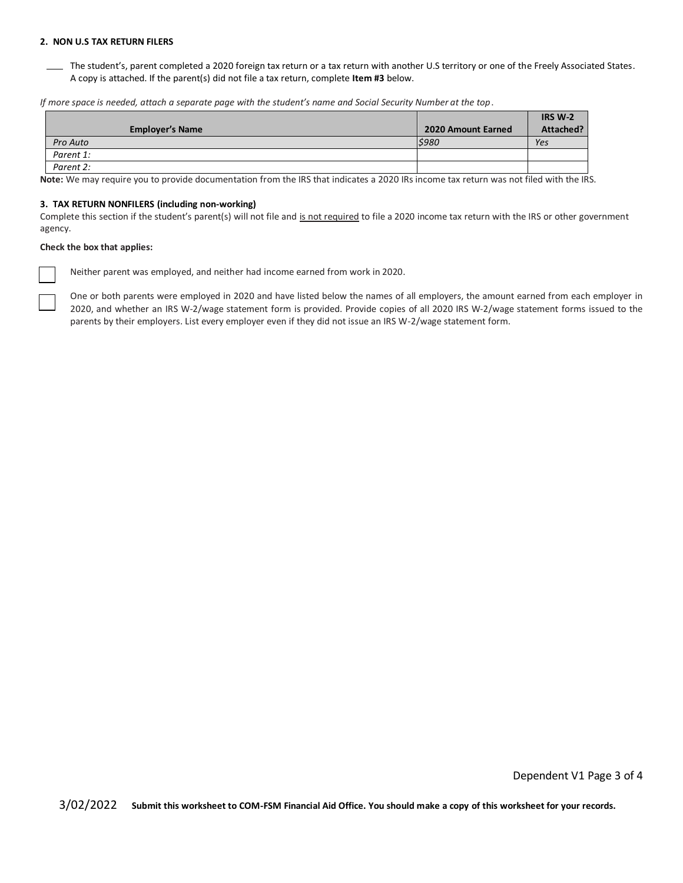#### 2. NON U.S TAX RETURN FILERS

____ The student's, parent completed a 2020 foreign tax return or a tax return with another U.S territory or one of the Freely Associated States. A copy is attached. If the parent(s) did not file a tax return, complete **Item #3** below.

*If more space is needed, attach a separate page with the student's name and Social Security Number at the top.*

| Employer's Name | 2020 Amount Earned | IRS W-2 Attached? |
|---|---|---|
| *Pro Auto* | *$980* | *Yes* |
| *Parent 1:* | | |
| *Parent 2:* | | |

**Note:** We may require you to provide documentation from the IRS that indicates a 2020 IRs income tax return was not filed with the IRS.

#### 3. TAX RETURN NONFILERS (including non-working)

Complete this section if the student's parent(s) will not file and <u>is not required</u> to file a 2020 income tax return with the IRS or other government agency.

**Check the box that applies:**

☐ Neither parent was employed, and neither had income earned from work in 2020.

☐ One or both parents were employed in 2020 and have listed below the names of all employers, the amount earned from each employer in 2020, and whether an IRS W-2/wage statement form is provided. Provide copies of all 2020 IRS W-2/wage statement forms issued to the parents by their employers. List every employer even if they did not issue an IRS W-2/wage statement form.

3/02/2022 **Submit this worksheet to COM-FSM Financial Aid Office. You should make a copy of this worksheet for your records.**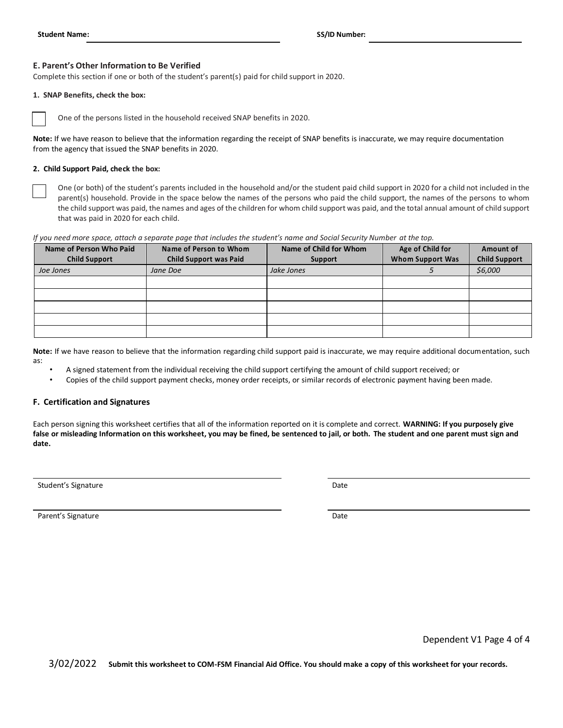**Student Name:** \_\_\_\_\_\_\_\_\_\_\_\_\_\_\_\_\_\_\_\_\_\_\_\_\_\_\_\_ **SS/ID Number:** \_\_\_\_\_\_\_\_\_\_\_\_\_\_\_\_\_\_\_\_\_\_\_\_

### E. Parent's Other Information to Be Verified

Complete this section if one or both of the student's parent(s) paid for child support in 2020.

**1. SNAP Benefits, check the box:**

☐ One of the persons listed in the household received SNAP benefits in 2020.

**Note:** If we have reason to believe that the information regarding the receipt of SNAP benefits is inaccurate, we may require documentation from the agency that issued the SNAP benefits in 2020.

**2. Child Support Paid, check the box:**

☐ One (or both) of the student's parents included in the household and/or the student paid child support in 2020 for a child not included in the parent(s) household. Provide in the space below the names of the persons who paid the child support, the names of the persons to whom the child support was paid, the names and ages of the children for whom child support was paid, and the total annual amount of child support that was paid in 2020 for each child.

*If you need more space, attach a separate page that includes the student's name and Social Security Number at the top.*

| Name of Person Who Paid Child Support | Name of Person to Whom Child Support was Paid | Name of Child for Whom Support | Age of Child for Whom Support Was | Amount of Child Support |
|---|---|---|---|---|
| *Joe Jones* | *Jane Doe* | *Jake Jones* | *5* | *$6,000* |
| | | | | |
| | | | | |
| | | | | |
| | | | | |
| | | | | |

**Note:** If we have reason to believe that the information regarding child support paid is inaccurate, we may require additional documentation, such as:

- A signed statement from the individual receiving the child support certifying the amount of child support received; or
- Copies of the child support payment checks, money order receipts, or similar records of electronic payment having been made.

### F. Certification and Signatures

Each person signing this worksheet certifies that all of the information reported on it is complete and correct. **WARNING: If you purposely give false or misleading Information on this worksheet, you may be fined, be sentenced to jail, or both. The student and one parent must sign and date.**

\_\_\_\_\_\_\_\_\_\_\_\_\_\_\_\_\_\_\_\_\_\_\_\_\_\_\_\_ \_\_\_\_\_\_\_\_\_\_\_\_\_\_\_\_\_\_\_\_\_\_\_\_

Student's Signature Date

\_\_\_\_\_\_\_\_\_\_\_\_\_\_\_\_\_\_\_\_\_\_\_\_\_\_\_\_ \_\_\_\_\_\_\_\_\_\_\_\_\_\_\_\_\_\_\_\_\_\_\_\_

Parent's Signature Date

3/02/2022 **Submit this worksheet to COM-FSM Financial Aid Office. You should make a copy of this worksheet for your records.**